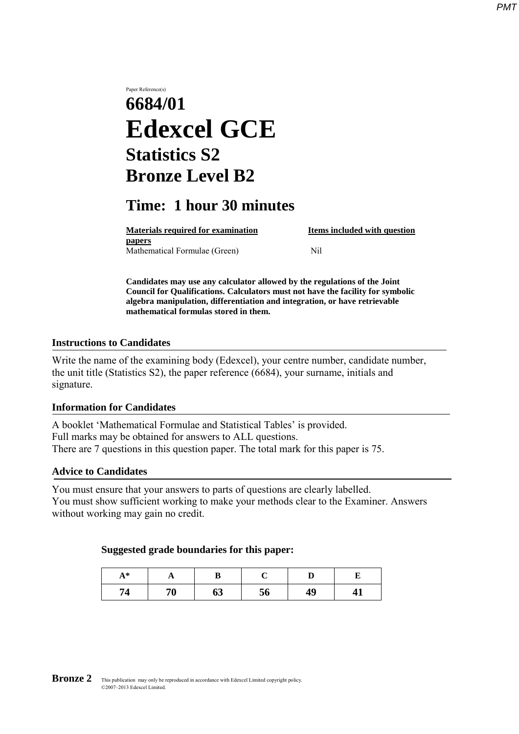Paper Reference(s)

# 6684/01

# Edexcel GCE

## Statistics S2

## Bronze Level B2

## Time: 1 hour 30 minutes

| **Materials required for examination papers** | **Items included with question** |
|---|---|
| Mathematical Formulae (Green) | Nil |

**Candidates may use any calculator allowed by the regulations of the Joint Council for Qualifications. Calculators must not have the facility for symbolic algebra manipulation, differentiation and integration, or have retrievable mathematical formulas stored in them.**

### Instructions to Candidates

Write the name of the examining body (Edexcel), your centre number, candidate number, the unit title (Statistics S2), the paper reference (6684), your surname, initials and signature.

### Information for Candidates

A booklet 'Mathematical Formulae and Statistical Tables' is provided.
Full marks may be obtained for answers to ALL questions.
There are 7 questions in this question paper. The total mark for this paper is 75.

### Advice to Candidates

You must ensure that your answers to parts of questions are clearly labelled.
You must show sufficient working to make your methods clear to the Examiner. Answers without working may gain no credit.

**Suggested grade boundaries for this paper:**

| A* | A | B | C | D | E |
|---|---|---|---|---|---|
| 74 | 70 | 63 | 56 | 49 | 41 |

**Bronze 2** This publication may only be reproduced in accordance with Edexcel Limited copyright policy. ©2007–2013 Edexcel Limited.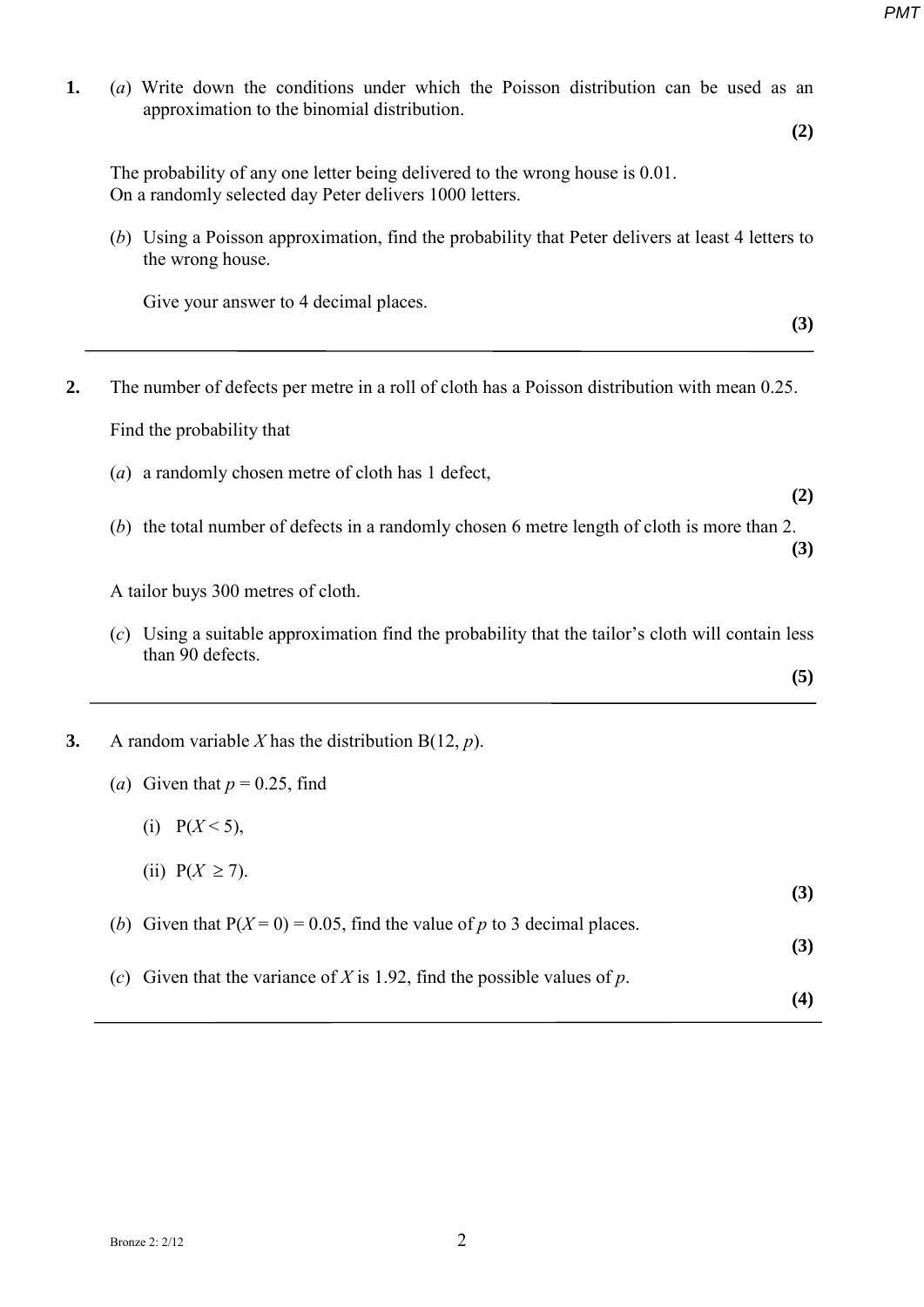**1.** (*a*) Write down the conditions under which the Poisson distribution can be used as an approximation to the binomial distribution.

**(2)**

The probability of any one letter being delivered to the wrong house is 0.01.
On a randomly selected day Peter delivers 1000 letters.

(*b*) Using a Poisson approximation, find the probability that Peter delivers at least 4 letters to the wrong house.

Give your answer to 4 decimal places.

**(3)**

---

**2.** The number of defects per metre in a roll of cloth has a Poisson distribution with mean 0.25.

Find the probability that

(*a*) a randomly chosen metre of cloth has 1 defect,

**(2)**

(*b*) the total number of defects in a randomly chosen 6 metre length of cloth is more than 2.

**(3)**

A tailor buys 300 metres of cloth.

(*c*) Using a suitable approximation find the probability that the tailor's cloth will contain less than 90 defects.

**(5)**

---

**3.** A random variable $X$ has the distribution B(12, $p$).

(*a*) Given that $p = 0.25$, find

(i) $P(X < 5)$,

(ii) $P(X \geq 7)$.

**(3)**

(*b*) Given that $P(X = 0) = 0.05$, find the value of $p$ to 3 decimal places.

**(3)**

(*c*) Given that the variance of $X$ is 1.92, find the possible values of $p$.

**(4)**

---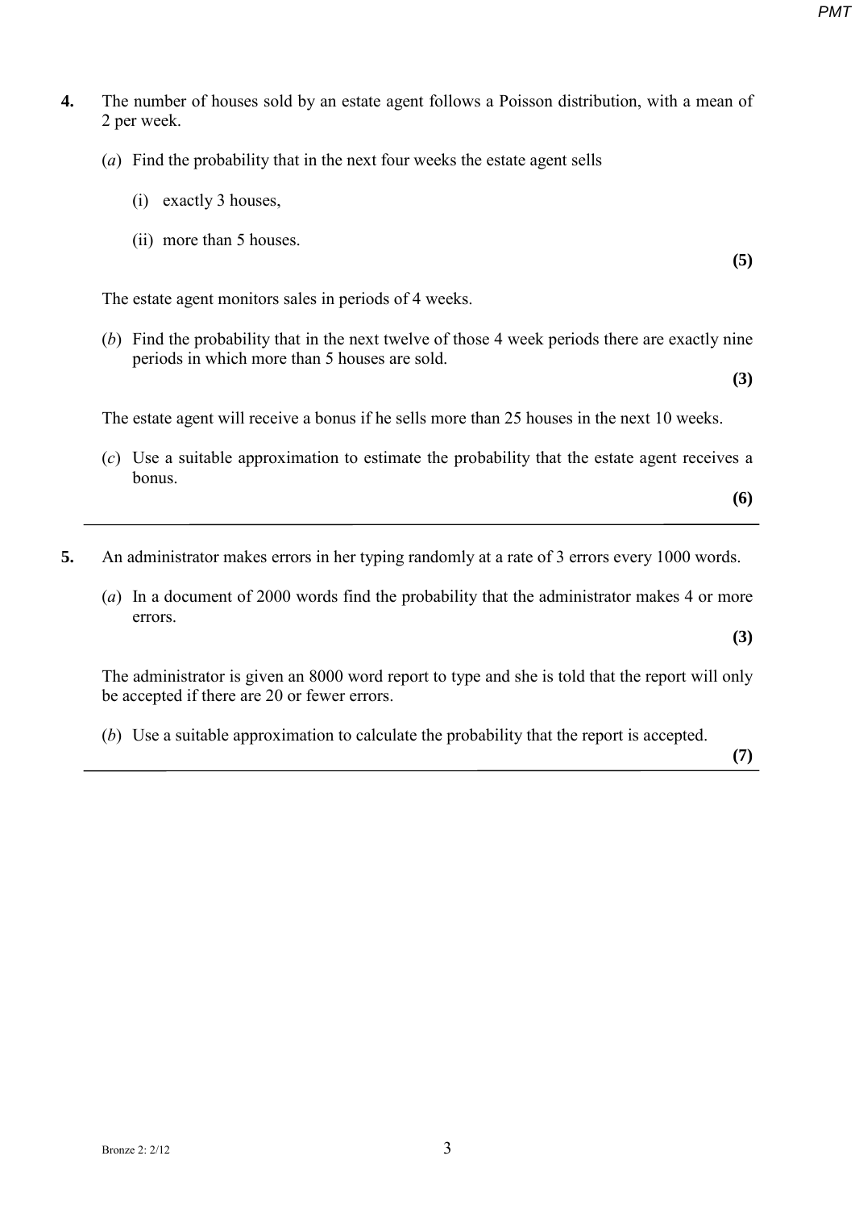**4.** The number of houses sold by an estate agent follows a Poisson distribution, with a mean of 2 per week.

(*a*) Find the probability that in the next four weeks the estate agent sells

(i) exactly 3 houses,

(ii) more than 5 houses.

**(5)**

The estate agent monitors sales in periods of 4 weeks.

(*b*) Find the probability that in the next twelve of those 4 week periods there are exactly nine periods in which more than 5 houses are sold.

**(3)**

The estate agent will receive a bonus if he sells more than 25 houses in the next 10 weeks.

(*c*) Use a suitable approximation to estimate the probability that the estate agent receives a bonus.

**(6)**

---

**5.** An administrator makes errors in her typing randomly at a rate of 3 errors every 1000 words.

(*a*) In a document of 2000 words find the probability that the administrator makes 4 or more errors.

**(3)**

The administrator is given an 8000 word report to type and she is told that the report will only be accepted if there are 20 or fewer errors.

(*b*) Use a suitable approximation to calculate the probability that the report is accepted.

**(7)**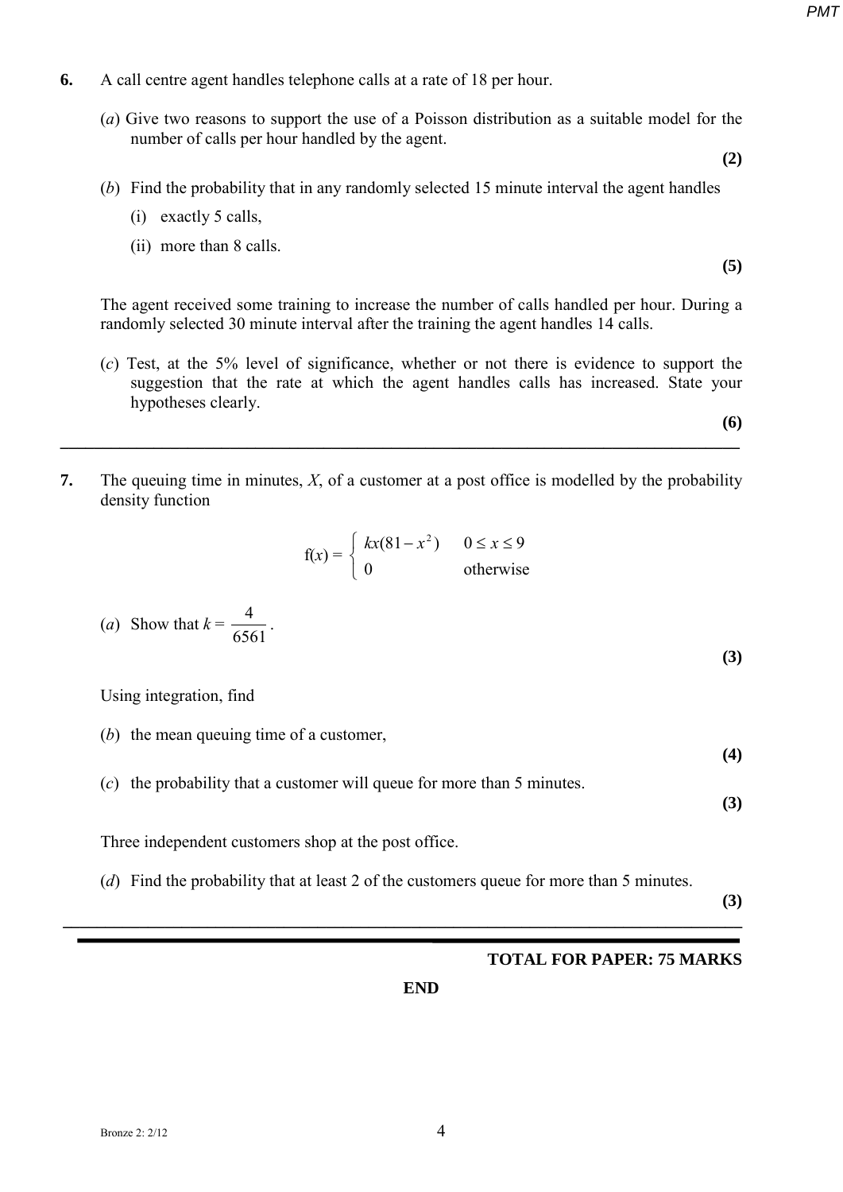**6.** A call centre agent handles telephone calls at a rate of 18 per hour.

(*a*) Give two reasons to support the use of a Poisson distribution as a suitable model for the number of calls per hour handled by the agent.

**(2)**

(*b*) Find the probability that in any randomly selected 15 minute interval the agent handles

(i) exactly 5 calls,

(ii) more than 8 calls.

**(5)**

The agent received some training to increase the number of calls handled per hour. During a randomly selected 30 minute interval after the training the agent handles 14 calls.

(*c*) Test, at the 5% level of significance, whether or not there is evidence to support the suggestion that the rate at which the agent handles calls has increased. State your hypotheses clearly.

**(6)**

---

**7.** The queuing time in minutes, $X$, of a customer at a post office is modelled by the probability density function

$$\text{f}(x) = \begin{cases} kx(81 - x^2) & 0 \leq x \leq 9 \\ 0 & \text{otherwise} \end{cases}$$

(*a*) Show that $k = \dfrac{4}{6561}$.

**(3)**

Using integration, find

(*b*) the mean queuing time of a customer,

**(4)**

(*c*) the probability that a customer will queue for more than 5 minutes.

**(3)**

Three independent customers shop at the post office.

(*d*) Find the probability that at least 2 of the customers queue for more than 5 minutes.

**(3)**

---

**TOTAL FOR PAPER: 75 MARKS**

**END**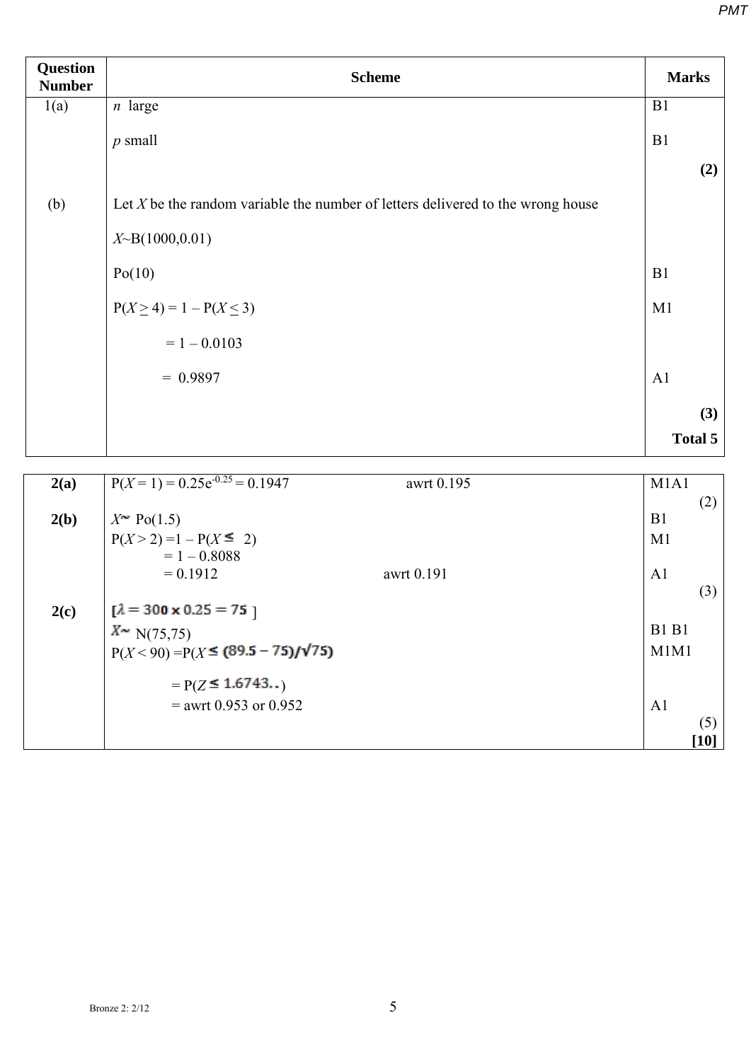| Question Number | Scheme | Marks |
| --- | --- | --- |
| 1(a) | $n$ large | B1 |
| | $p$ small | B1 |
| | | **(2)** |
| (b) | Let $X$ be the random variable the number of letters delivered to the wrong house | |
| | $X$~B(1000,0.01) | |
| | Po(10) | B1 |
| | $P(X \geq 4) = 1 - P(X \leq 3)$ | M1 |
| | $= 1 - 0.0103$ | |
| | $= 0.9897$ | A1 |
| | | **(3)** |
| | | **Total 5** |

| Question Number | Scheme | Marks |
| --- | --- | --- |
| **2(a)** | $P(X = 1) = 0.25e^{-0.25} = 0.1947$ awrt 0.195 | M1A1 |
| | | (2) |
| **2(b)** | $X \sim Po(1.5)$ | B1 |
| | $P(X > 2) = 1 - P(X \leq 2)$ | M1 |
| | $= 1 - 0.8088$ | |
| | $= 0.1912$ awrt 0.191 | A1 |
| | | (3) |
| **2(c)** | $[\lambda = 300 \times 0.25 = 75]$ | |
| | $X \sim N(75,75)$ | B1 B1 |
| | $P(X < 90) = P(X \leq (89.5 - 75)/\sqrt{75})$ | M1M1 |
| | $= P(Z \leq 1.6743..)$ | |
| | = awrt 0.953 or 0.952 | A1 |
| | | (5) |
| | | **[10]** |

Bronze 2: 2/12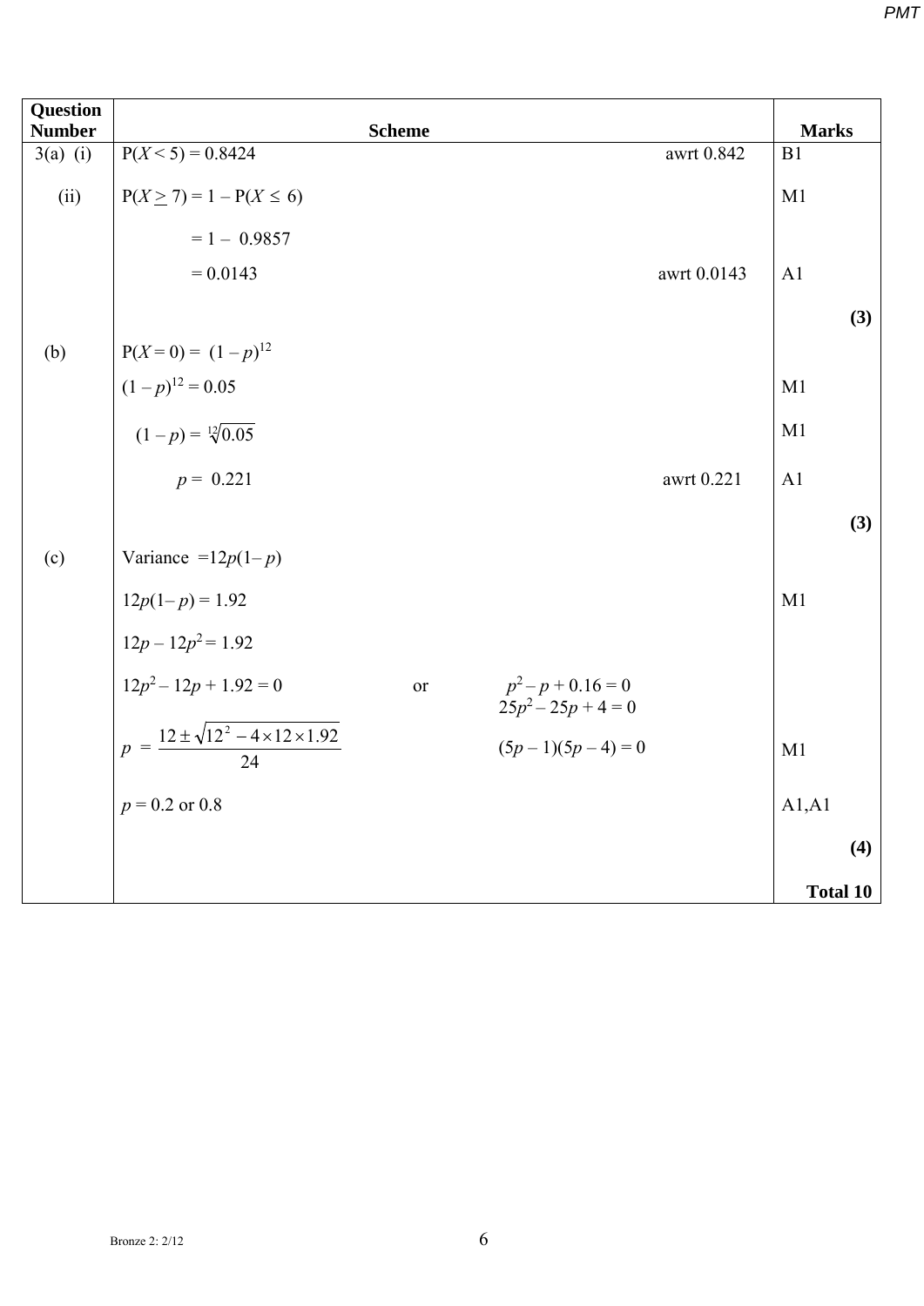| Question Number | Scheme | | Marks |
|---|---|---|---|
| 3(a) (i) | $P(X < 5) = 0.8424$ | awrt 0.842 | B1 |
| (ii) | $P(X \geq 7) = 1 - P(X \leq 6)$ | | M1 |
| | $= 1 - 0.9857$ | | |
| | $= 0.0143$ | awrt 0.0143 | A1 |
| | | | **(3)** |
| (b) | $P(X = 0) = (1 - p)^{12}$ | | |
| | $(1 - p)^{12} = 0.05$ | | M1 |
| | $(1 - p) = \sqrt[12]{0.05}$ | | M1 |
| | $p = 0.221$ | awrt 0.221 | A1 |
| | | | **(3)** |
| (c) | Variance $= 12p(1 - p)$ | | |
| | $12p(1 - p) = 1.92$ | | M1 |
| | $12p - 12p^2 = 1.92$ | | |
| | $12p^2 - 12p + 1.92 = 0$ | or $p^2 - p + 0.16 = 0$ <br> $25p^2 - 25p + 4 = 0$ | |
| | $p = \dfrac{12 \pm \sqrt{12^2 - 4 \times 12 \times 1.92}}{24}$ | $(5p - 1)(5p - 4) = 0$ | M1 |
| | $p = 0.2$ or $0.8$ | | A1,A1 |
| | | | **(4)** |
| | | | **Total 10** |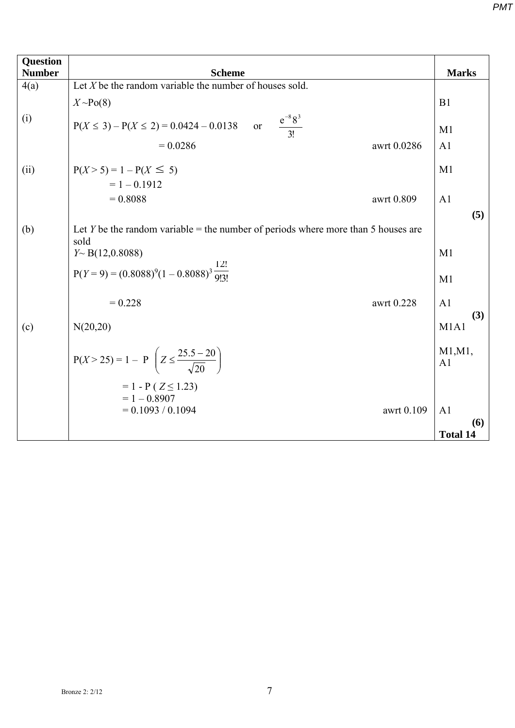| Question Number | Scheme | Marks |
|---|---|---|
| 4(a) | Let $X$ be the random variable the number of houses sold. | |
| | $X$ ~Po(8) | B1 |
| (i) | $P(X \le 3) - P(X \le 2) = 0.0424 - 0.0138$ or $\frac{e^{-8}8^3}{3!}$ | M1 |
| | $= 0.0286$ awrt 0.0286 | A1 |
| (ii) | $P(X > 5) = 1 - P(X \le 5)$ | M1 |
| | $= 1 - 0.1912$ | |
| | $= 0.8088$ awrt 0.809 | A1 |
| | | **(5)** |
| (b) | Let $Y$ be the random variable = the number of periods where more than 5 houses are sold | |
| | $Y$~ B(12,0.8088) | M1 |
| | $P(Y = 9) = (0.8088)^9(1 - 0.8088)^3 \frac{12!}{9!3!}$ | M1 |
| | $= 0.228$ awrt 0.228 | A1 |
| | | **(3)** |
| (c) | N(20,20) | M1A1 |
| | $P(X > 25) = 1 - P\left(Z \le \frac{25.5 - 20}{\sqrt{20}}\right)$ | M1,M1, A1 |
| | $= 1 - P(Z \le 1.23)$ | |
| | $= 1 - 0.8907$ | |
| | $= 0.1093 / 0.1094$ awrt 0.109 | A1 |
| | | **(6)** |
| | | **Total 14** |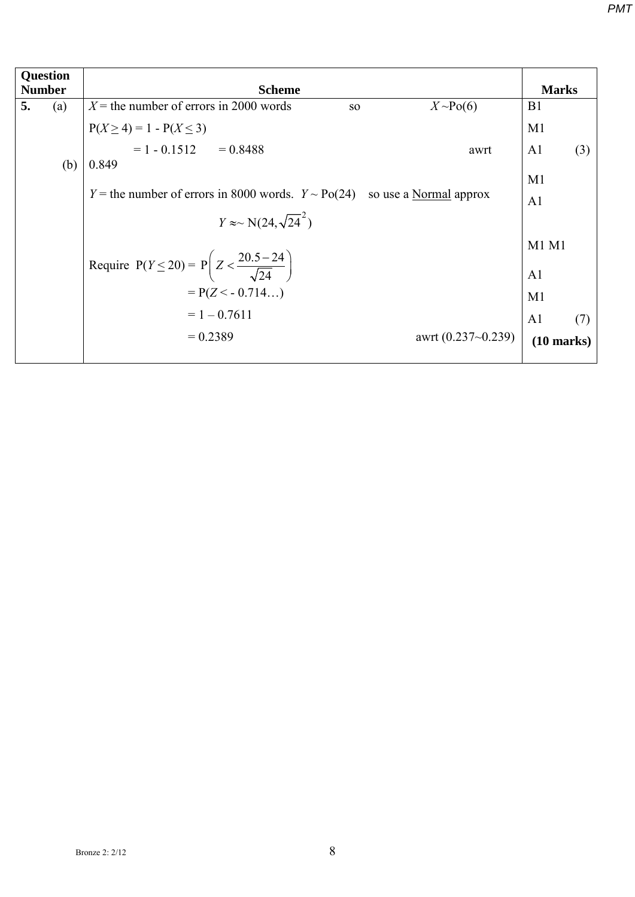| Question Number | Scheme | Marks |
|---|---|---|
| **5.** (a) | $X$ = the number of errors in 2000 words so $X$ ~Po(6) | B1 |
| | $P(X \geq 4) = 1 - P(X \leq 3)$ | M1 |
| | $= 1 - 0.1512 \quad = 0.8488$ awrt 0.849 | A1 (3) |
| (b) | $Y$ = the number of errors in 8000 words. $Y$ ~ Po(24) so use a <u>Normal</u> approx | M1 |
| | $Y \approx\sim \text{N}(24, \sqrt{24}^2)$ | A1 |
| | Require $P(Y \leq 20) = P\left(Z < \frac{20.5 - 24}{\sqrt{24}}\right)$ | M1 M1 |
| | | A1 |
| | $= P(Z < -0.714\ldots)$ | M1 |
| | $= 1 - 0.7611$ | A1 (7) |
| | $= 0.2389$ awrt (0.237~0.239) | **(10 marks)** |

Bronze 2: 2/12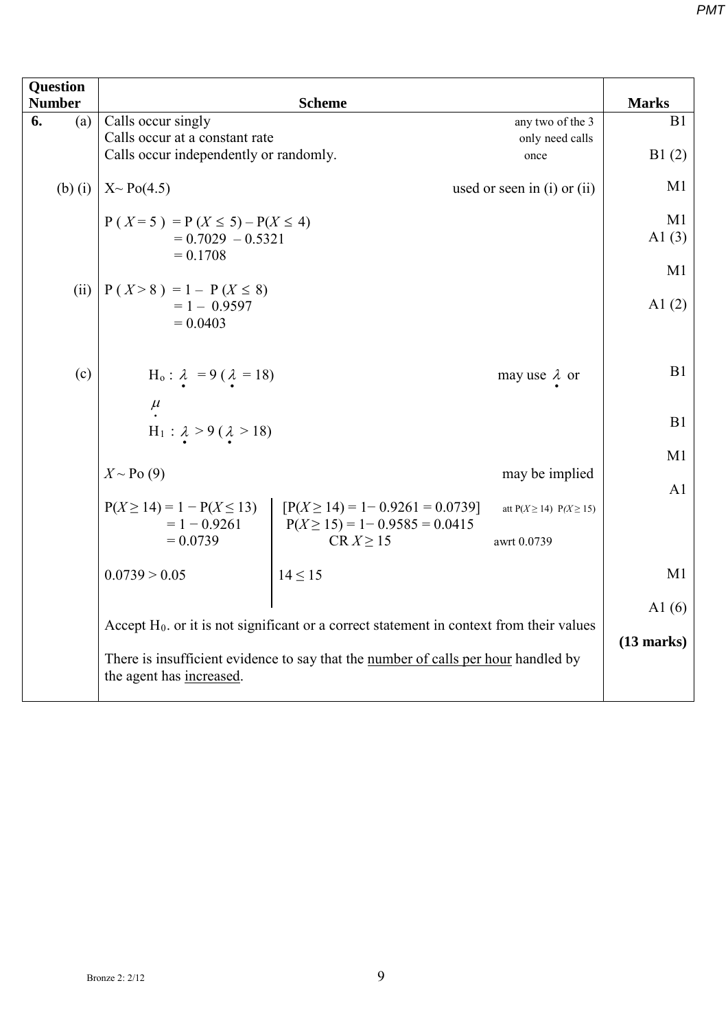| Question Number | Scheme | Marks |
|---|---|---|
| **6.** (a) | Calls occur singly &nbsp;&nbsp;&nbsp;&nbsp; any two of the 3 <br> Calls occur at a constant rate &nbsp;&nbsp;&nbsp;&nbsp; only need calls <br> Calls occur independently or randomly. &nbsp;&nbsp;&nbsp;&nbsp; once | B1 <br><br> B1 (2) |
| (b) (i) | X~ Po(4.5) &nbsp;&nbsp;&nbsp;&nbsp; used or seen in (i) or (ii) <br><br> $P(X=5) = P(X \leq 5) - P(X \leq 4)$ <br> $= 0.7029 - 0.5321$ <br> $= 0.1708$ | M1 <br><br> M1 <br> A1 (3) |
| (ii) | $P(X>8) = 1 - P(X \leq 8)$ <br> $= 1 - 0.9597$ <br> $= 0.0403$ | M1 <br><br> A1 (2) |
| (c) | $H_0 : \lambda = 9$ ($\lambda = 18$) &nbsp;&nbsp;&nbsp;&nbsp; may use $\lambda$ or $\mu$ <br><br> $H_1 : \lambda > 9$ ($\lambda > 18$) <br><br> $X \sim Po(9)$ &nbsp;&nbsp;&nbsp;&nbsp; may be implied <br><br> $P(X \geq 14) = 1 - P(X \leq 13)$ <br> $= 1 - 0.9261$ <br> $= 0.0739$ <br> &nbsp;&nbsp;&nbsp;&nbsp; $[P(X \geq 14) = 1 - 0.9261 = 0.0739]$ &nbsp; att $P(X \geq 14)$ $P(X \geq 15)$ <br> &nbsp;&nbsp;&nbsp;&nbsp; $P(X \geq 15) = 1 - 0.9585 = 0.0415$ <br> &nbsp;&nbsp;&nbsp;&nbsp; CR $X \geq 15$ &nbsp;&nbsp;&nbsp;&nbsp; awrt 0.0739 <br><br> $0.0739 > 0.05$ &nbsp;&nbsp;&nbsp;&nbsp; \| &nbsp;&nbsp;&nbsp;&nbsp; $14 \leq 15$ <br><br> Accept $H_0$. or it is not significant or a correct statement in context from their values <br><br> There is insufficient evidence to say that the <u>number of calls per hour</u> handled by the agent has <u>increased</u>. | B1 <br><br> B1 <br><br> M1 <br><br> A1 <br><br><br><br> M1 <br><br> A1 (6) <br><br> **(13 marks)** |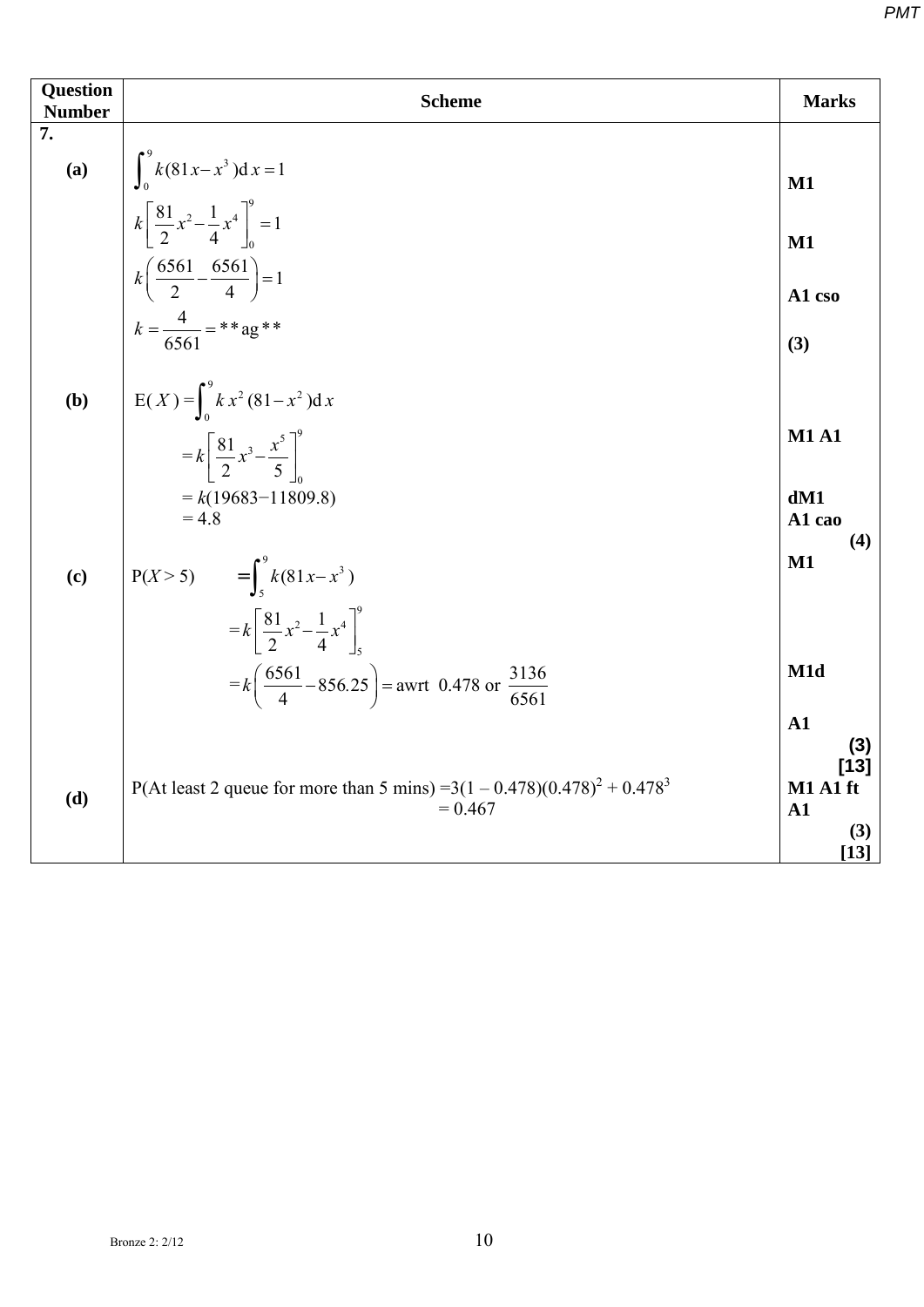| Question Number | Scheme | Marks |
|---|---|---|
| **7.** | | |
| **(a)** | $\int_0^9 k(81x - x^3)\,\mathrm{d}x = 1$ | **M1** |
| | $k\left[\frac{81}{2}x^2 - \frac{1}{4}x^4\right]_0^9 = 1$ | **M1** |
| | $k\left(\frac{6561}{2} - \frac{6561}{4}\right) = 1$ | **A1 cso** |
| | $k = \frac{4}{6561} = $ ** ag ** | **(3)** |
| **(b)** | $\mathrm{E}(X) = \int_0^9 k\,x^2(81 - x^2)\,\mathrm{d}x$ | |
| | $= k\left[\frac{81}{2}x^3 - \frac{x^5}{5}\right]_0^9$ | **M1 A1** |
| | $= k(19683 - 11809.8)$ | **dM1** |
| | $= 4.8$ | **A1 cao** **(4)** |
| **(c)** | $\mathrm{P}(X > 5) = \int_5^9 k(81x - x^3)$ | **M1** |
| | $= k\left[\frac{81}{2}x^2 - \frac{1}{4}x^4\right]_5^9$ | |
| | $= k\left(\frac{6561}{4} - 856.25\right) = $ awrt $0.478$ or $\frac{3136}{6561}$ | **M1d** |
| | | **A1** **(3)** **[13]** |
| **(d)** | P(At least 2 queue for more than 5 mins) $= 3(1 - 0.478)(0.478)^2 + 0.478^3$ | **M1 A1 ft** |
| | $= 0.467$ | **A1** **(3)** **[13]** |

Bronze 2: 2/12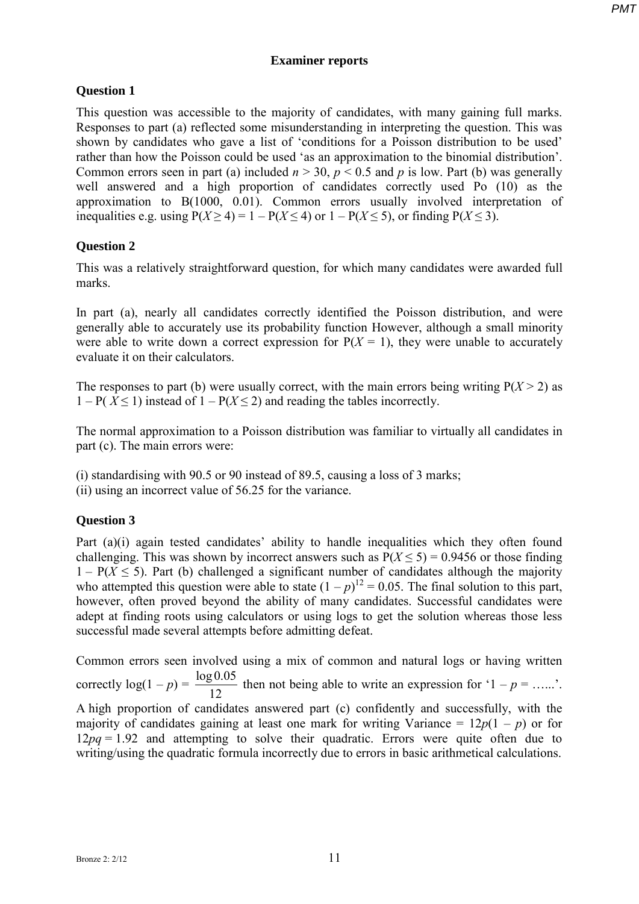## Examiner reports

### Question 1

This question was accessible to the majority of candidates, with many gaining full marks. Responses to part (a) reflected some misunderstanding in interpreting the question. This was shown by candidates who gave a list of 'conditions for a Poisson distribution to be used' rather than how the Poisson could be used 'as an approximation to the binomial distribution'. Common errors seen in part (a) included $n > 30$, $p < 0.5$ and $p$ is low. Part (b) was generally well answered and a high proportion of candidates correctly used Po (10) as the approximation to B(1000, 0.01). Common errors usually involved interpretation of inequalities e.g. using $P(X \geq 4) = 1 - P(X \leq 4)$ or $1 - P(X \leq 5)$, or finding $P(X \leq 3)$.

### Question 2

This was a relatively straightforward question, for which many candidates were awarded full marks.

In part (a), nearly all candidates correctly identified the Poisson distribution, and were generally able to accurately use its probability function However, although a small minority were able to write down a correct expression for $P(X = 1)$, they were unable to accurately evaluate it on their calculators.

The responses to part (b) were usually correct, with the main errors being writing $P(X > 2)$ as $1 - P(X \leq 1)$ instead of $1 - P(X \leq 2)$ and reading the tables incorrectly.

The normal approximation to a Poisson distribution was familiar to virtually all candidates in part (c). The main errors were:

(i) standardising with 90.5 or 90 instead of 89.5, causing a loss of 3 marks;
(ii) using an incorrect value of 56.25 for the variance.

### Question 3

Part (a)(i) again tested candidates' ability to handle inequalities which they often found challenging. This was shown by incorrect answers such as $P(X \leq 5) = 0.9456$ or those finding $1 - P(X \leq 5)$. Part (b) challenged a significant number of candidates although the majority who attempted this question were able to state $(1 - p)^{12} = 0.05$. The final solution to this part, however, often proved beyond the ability of many candidates. Successful candidates were adept at finding roots using calculators or using logs to get the solution whereas those less successful made several attempts before admitting defeat.

Common errors seen involved using a mix of common and natural logs or having written correctly $\log(1 - p) = \dfrac{\log 0.05}{12}$ then not being able to write an expression for '$1 - p =$ …...'.
A high proportion of candidates answered part (c) confidently and successfully, with the majority of candidates gaining at least one mark for writing Variance $= 12p(1 - p)$ or for $12pq = 1.92$ and attempting to solve their quadratic. Errors were quite often due to writing/using the quadratic formula incorrectly due to errors in basic arithmetical calculations.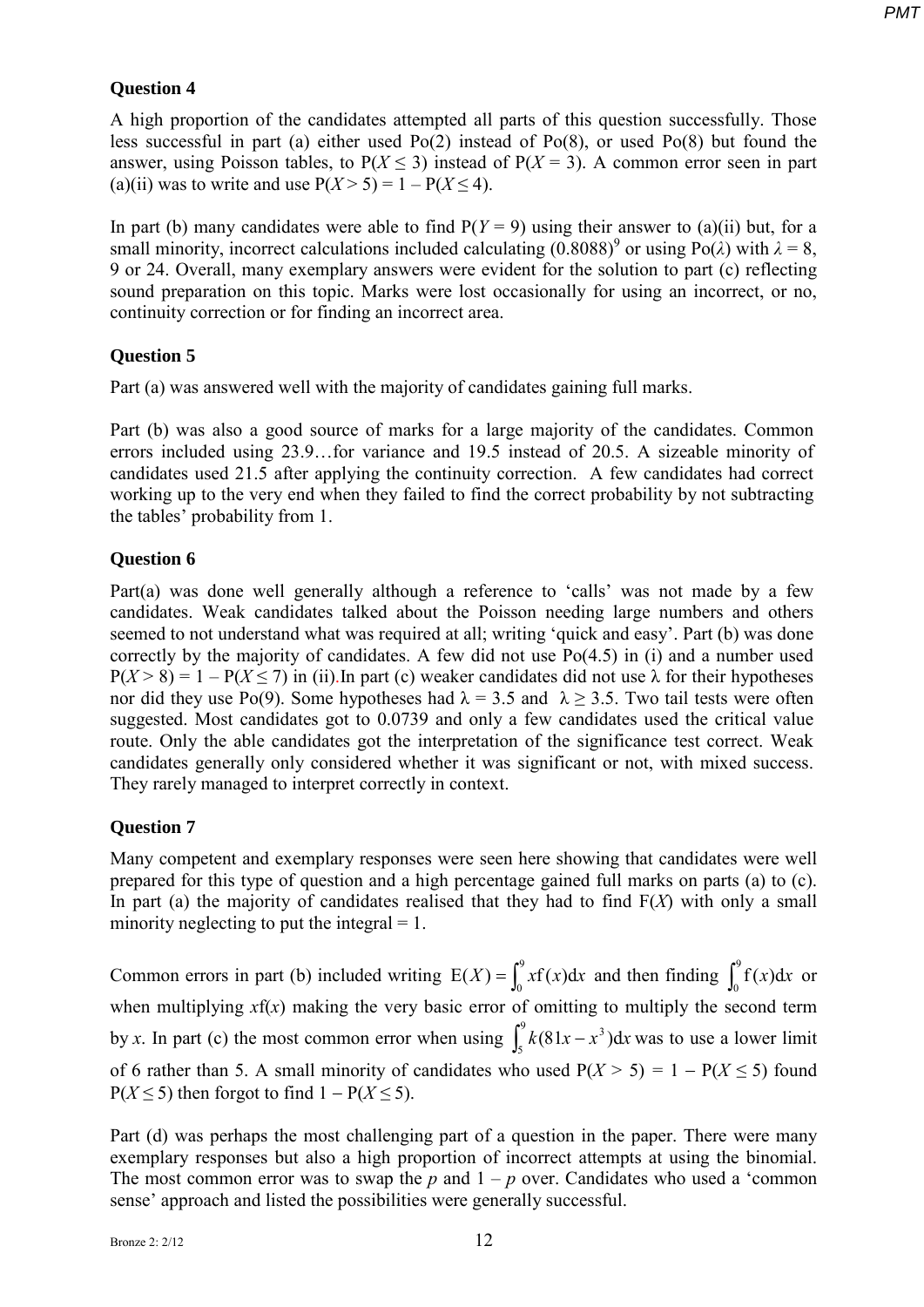### Question 4

A high proportion of the candidates attempted all parts of this question successfully. Those less successful in part (a) either used Po(2) instead of Po(8), or used Po(8) but found the answer, using Poisson tables, to $P(X \leq 3)$ instead of $P(X = 3)$. A common error seen in part (a)(ii) was to write and use $P(X > 5) = 1 - P(X \leq 4)$.

In part (b) many candidates were able to find $P(Y = 9)$ using their answer to (a)(ii) but, for a small minority, incorrect calculations included calculating $(0.8088)^9$ or using Po($\lambda$) with $\lambda = 8$, 9 or 24. Overall, many exemplary answers were evident for the solution to part (c) reflecting sound preparation on this topic. Marks were lost occasionally for using an incorrect, or no, continuity correction or for finding an incorrect area.

### Question 5

Part (a) was answered well with the majority of candidates gaining full marks.

Part (b) was also a good source of marks for a large majority of the candidates. Common errors included using 23.9…for variance and 19.5 instead of 20.5. A sizeable minority of candidates used 21.5 after applying the continuity correction. A few candidates had correct working up to the very end when they failed to find the correct probability by not subtracting the tables' probability from 1.

### Question 6

Part(a) was done well generally although a reference to 'calls' was not made by a few candidates. Weak candidates talked about the Poisson needing large numbers and others seemed to not understand what was required at all; writing 'quick and easy'. Part (b) was done correctly by the majority of candidates. A few did not use Po(4.5) in (i) and a number used $P(X > 8) = 1 - P(X \leq 7)$ in (ii).In part (c) weaker candidates did not use λ for their hypotheses nor did they use Po(9). Some hypotheses had $\lambda = 3.5$ and $\lambda \geq 3.5$. Two tail tests were often suggested. Most candidates got to 0.0739 and only a few candidates used the critical value route. Only the able candidates got the interpretation of the significance test correct. Weak candidates generally only considered whether it was significant or not, with mixed success. They rarely managed to interpret correctly in context.

### Question 7

Many competent and exemplary responses were seen here showing that candidates were well prepared for this type of question and a high percentage gained full marks on parts (a) to (c). In part (a) the majority of candidates realised that they had to find F($X$) with only a small minority neglecting to put the integral = 1.

Common errors in part (b) included writing $E(X) = \int_0^9 x f(x) dx$ and then finding $\int_0^9 f(x) dx$ or when multiplying $x$f($x$) making the very basic error of omitting to multiply the second term by $x$. In part (c) the most common error when using $\int_5^9 k(81x - x^3) dx$ was to use a lower limit of 6 rather than 5. A small minority of candidates who used $P(X > 5) = 1 - P(X \leq 5)$ found $P(X \leq 5)$ then forgot to find $1 - P(X \leq 5)$.

Part (d) was perhaps the most challenging part of a question in the paper. There were many exemplary responses but also a high proportion of incorrect attempts at using the binomial. The most common error was to swap the $p$ and $1 - p$ over. Candidates who used a 'common sense' approach and listed the possibilities were generally successful.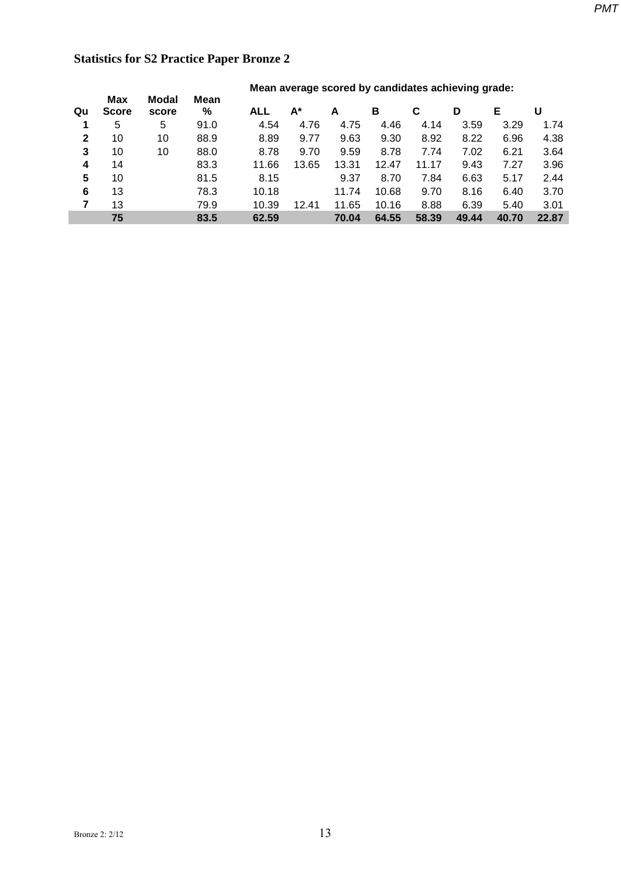## Statistics for S2 Practice Paper Bronze 2

| | | | | Mean average scored by candidates achieving grade: | | | | | | | |
|---|---|---|---|---|---|---|---|---|---|---|---|
| **Qu** | **Max Score** | **Modal score** | **Mean %** | **ALL** | **A*** | **A** | **B** | **C** | **D** | **E** | **U** |
| **1** | 5 | 5 | 91.0 | 4.54 | 4.76 | 4.75 | 4.46 | 4.14 | 3.59 | 3.29 | 1.74 |
| **2** | 10 | 10 | 88.9 | 8.89 | 9.77 | 9.63 | 9.30 | 8.92 | 8.22 | 6.96 | 4.38 |
| **3** | 10 | 10 | 88.0 | 8.78 | 9.70 | 9.59 | 8.78 | 7.74 | 7.02 | 6.21 | 3.64 |
| **4** | 14 | | 83.3 | 11.66 | 13.65 | 13.31 | 12.47 | 11.17 | 9.43 | 7.27 | 3.96 |
| **5** | 10 | | 81.5 | 8.15 | | 9.37 | 8.70 | 7.84 | 6.63 | 5.17 | 2.44 |
| **6** | 13 | | 78.3 | 10.18 | | 11.74 | 10.68 | 9.70 | 8.16 | 6.40 | 3.70 |
| **7** | 13 | | 79.9 | 10.39 | 12.41 | 11.65 | 10.16 | 8.88 | 6.39 | 5.40 | 3.01 |
| | **75** | | **83.5** | **62.59** | | **70.04** | **64.55** | **58.39** | **49.44** | **40.70** | **22.87** |